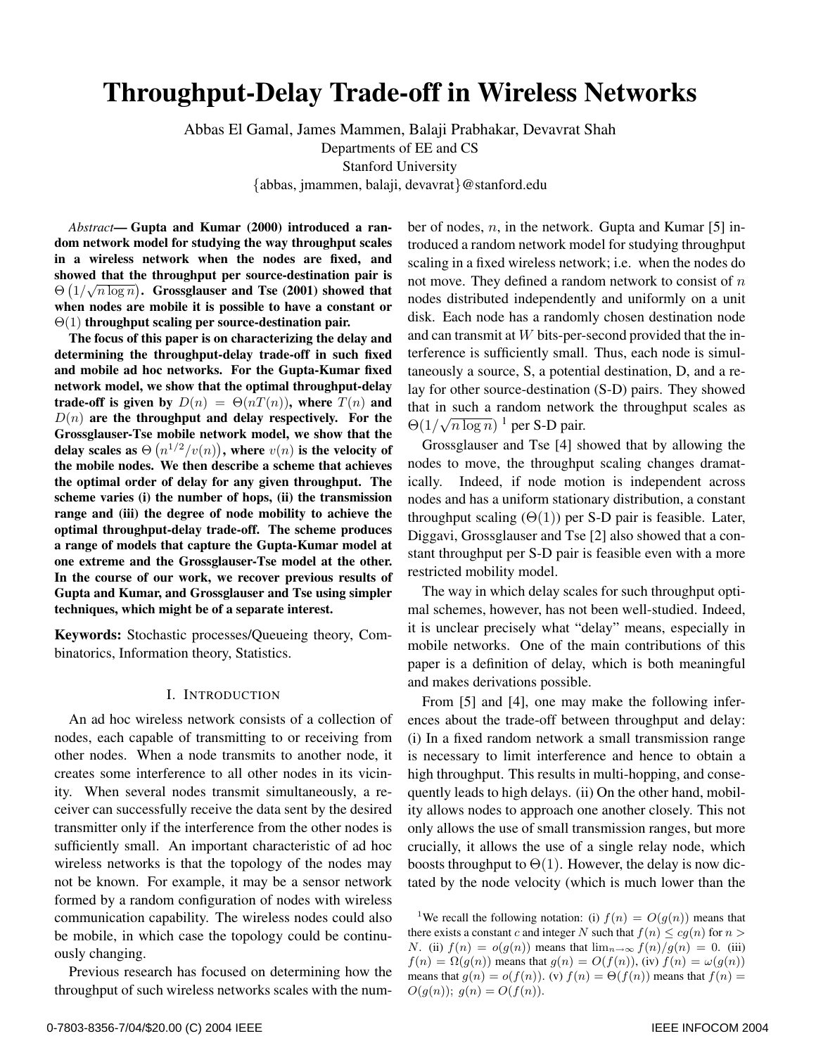# Throughput-Delay Trade-off in Wireless Networks

Abbas El Gamal, James Mammen, Balaji Prabhakar, Devavrat Shah

Departments of EE and CS

Stanford University

{abbas, jmammen, balaji, devavrat}@stanford.edu

*Abstract*— **Gupta and Kumar (2000) introduced a random network model for studying the way throughput scales in a wireless network when the nodes are fixed, and showed that the throughput per source-destination pair is $\Theta\left(1/\sqrt{n \log n}\right)$. Grossglauser and Tse (2001) showed that when nodes are mobile it is possible to have a constant or $\Theta(1)$ throughput scaling per source-destination pair.**

**The focus of this paper is on characterizing the delay and determining the throughput-delay trade-off in such fixed and mobile ad hoc networks. For the Gupta-Kumar fixed network model, we show that the optimal throughput-delay trade-off is given by $D(n) = \Theta(nT(n))$, where $T(n)$ and $D(n)$ are the throughput and delay respectively. For the Grossglauser-Tse mobile network model, we show that the delay scales as $\Theta\left(n^{1/2}/v(n)\right)$, where $v(n)$ is the velocity of the mobile nodes. We then describe a scheme that achieves the optimal order of delay for any given throughput. The scheme varies (i) the number of hops, (ii) the transmission range and (iii) the degree of node mobility to achieve the optimal throughput-delay trade-off. The scheme produces a range of models that capture the Gupta-Kumar model at one extreme and the Grossglauser-Tse model at the other. In the course of our work, we recover previous results of Gupta and Kumar, and Grossglauser and Tse using simpler techniques, which might be of a separate interest.**

**Keywords:** Stochastic processes/Queueing theory, Combinatorics, Information theory, Statistics.

## I. Introduction

An ad hoc wireless network consists of a collection of nodes, each capable of transmitting to or receiving from other nodes. When a node transmits to another node, it creates some interference to all other nodes in its vicinity. When several nodes transmit simultaneously, a receiver can successfully receive the data sent by the desired transmitter only if the interference from the other nodes is sufficiently small. An important characteristic of ad hoc wireless networks is that the topology of the nodes may not be known. For example, it may be a sensor network formed by a random configuration of nodes with wireless communication capability. The wireless nodes could also be mobile, in which case the topology could be continuously changing.

Previous research has focused on determining how the throughput of such wireless networks scales with the number of nodes, $n$, in the network. Gupta and Kumar [5] introduced a random network model for studying throughput scaling in a fixed wireless network; i.e. when the nodes do not move. They defined a random network to consist of $n$ nodes distributed independently and uniformly on a unit disk. Each node has a randomly chosen destination node and can transmit at $W$ bits-per-second provided that the interference is sufficiently small. Thus, each node is simultaneously a source, S, a potential destination, D, and a relay for other source-destination (S-D) pairs. They showed that in such a random network the throughput scales as $\Theta(1/\sqrt{n \log n})$ [1] per S-D pair.

Grossglauser and Tse [4] showed that by allowing the nodes to move, the throughput scaling changes dramatically. Indeed, if node motion is independent across nodes and has a uniform stationary distribution, a constant throughput scaling ($\Theta(1)$) per S-D pair is feasible. Later, Diggavi, Grossglauser and Tse [2] also showed that a constant throughput per S-D pair is feasible even with a more restricted mobility model.

The way in which delay scales for such throughput optimal schemes, however, has not been well-studied. Indeed, it is unclear precisely what "delay" means, especially in mobile networks. One of the main contributions of this paper is a definition of delay, which is both meaningful and makes derivations possible.

From [5] and [4], one may make the following inferences about the trade-off between throughput and delay: (i) In a fixed random network a small transmission range is necessary to limit interference and hence to obtain a high throughput. This results in multi-hopping, and consequently leads to high delays. (ii) On the other hand, mobility allows nodes to approach one another closely. This not only allows the use of small transmission ranges, but more crucially, it allows the use of a single relay node, which boosts throughput to $\Theta(1)$. However, the delay is now dictated by the node velocity (which is much lower than the

[1] We recall the following notation: (i) $f(n) = O(g(n))$ means that there exists a constant $c$ and integer $N$ such that $f(n) \le cg(n)$ for $n > N$. (ii) $f(n) = o(g(n))$ means that $\lim_{n\to\infty} f(n)/g(n) = 0$. (iii) $f(n) = \Omega(g(n))$ means that $g(n) = O(f(n))$, (iv) $f(n) = \omega(g(n))$ means that $g(n) = o(f(n))$. (v) $f(n) = \Theta(f(n))$ means that $f(n) = O(g(n))$; $g(n) = O(f(n))$.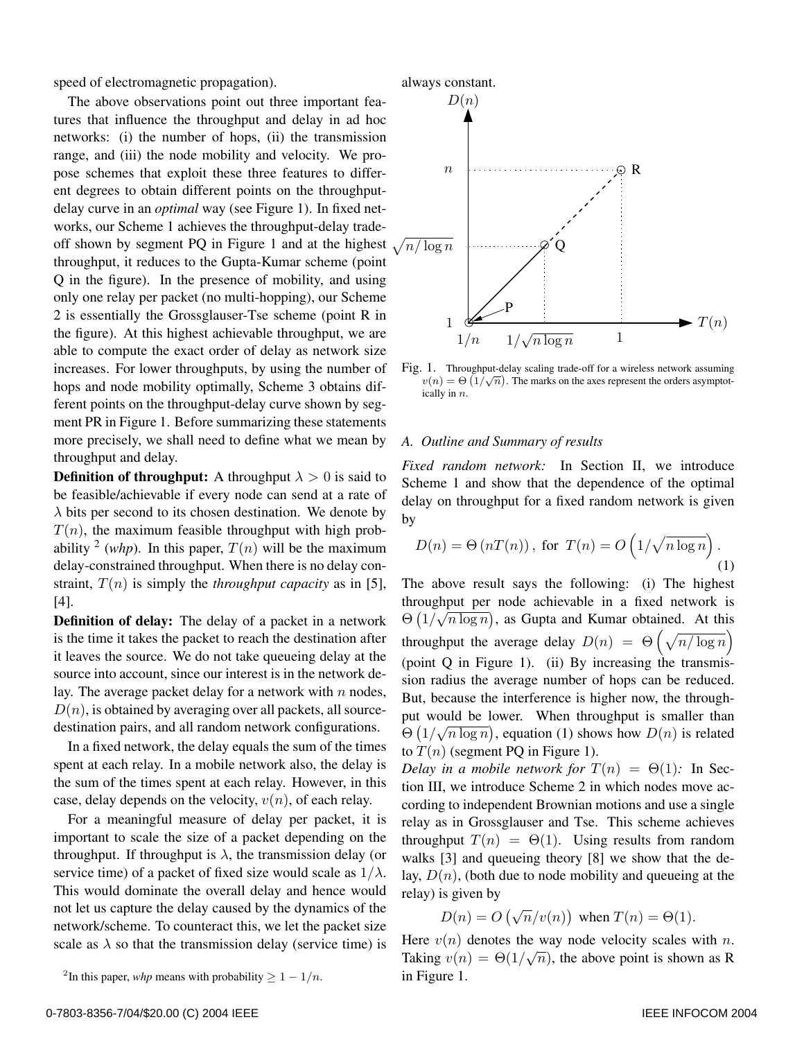speed of electromagnetic propagation).

The above observations point out three important features that influence the throughput and delay in ad hoc networks: (i) the number of hops, (ii) the transmission range, and (iii) the node mobility and velocity. We propose schemes that exploit these three features to different degrees to obtain different points on the throughput-delay curve in an *optimal* way (see Figure 1). In fixed networks, our Scheme 1 achieves the throughput-delay trade-off shown by segment PQ in Figure 1 and at the highest throughput, it reduces to the Gupta-Kumar scheme (point Q in the figure). In the presence of mobility, and using only one relay per packet (no multi-hopping), our Scheme 2 is essentially the Grossglauser-Tse scheme (point R in the figure). At this highest achievable throughput, we are able to compute the exact order of delay as network size increases. For lower throughputs, by using the number of hops and node mobility optimally, Scheme 3 obtains different points on the throughput-delay curve shown by segment PR in Figure 1. Before summarizing these statements more precisely, we shall need to define what we mean by throughput and delay.

**Definition of throughput:** A throughput $\lambda > 0$ is said to be feasible/achievable if every node can send at a rate of $\lambda$ bits per second to its chosen destination. We denote by $T(n)$, the maximum feasible throughput with high probability [2] (*whp*). In this paper, $T(n)$ will be the maximum delay-constrained throughput. When there is no delay constraint, $T(n)$ is simply the *throughput capacity* as in [5], [4].

**Definition of delay:** The delay of a packet in a network is the time it takes the packet to reach the destination after it leaves the source. We do not take queueing delay at the source into account, since our interest is in the network delay. The average packet delay for a network with $n$ nodes, $D(n)$, is obtained by averaging over all packets, all source-destination pairs, and all random network configurations.

In a fixed network, the delay equals the sum of the times spent at each relay. In a mobile network also, the delay is the sum of the times spent at each relay. However, in this case, delay depends on the velocity, $v(n)$, of each relay.

For a meaningful measure of delay per packet, it is important to scale the size of a packet depending on the throughput. If throughput is $\lambda$, the transmission delay (or service time) of a packet of fixed size would scale as $1/\lambda$. This would dominate the overall delay and hence would not let us capture the delay caused by the dynamics of the network/scheme. To counteract this, we let the packet size scale as $\lambda$ so that the transmission delay (service time) is always constant.

[2] In this paper, *whp* means with probability $\geq 1 - 1/n$.

Fig. 1. Throughput-delay scaling trade-off for a wireless network assuming $v(n) = \Theta\left(1/\sqrt{n}\right)$. The marks on the axes represent the orders asymptotically in $n$.

### A. Outline and Summary of results

*Fixed random network:* In Section II, we introduce Scheme 1 and show that the dependence of the optimal delay on throughput for a fixed random network is given by

$$D(n) = \Theta\left(nT(n)\right), \text{ for } T(n) = O\left(1/\sqrt{n \log n}\right). \tag{1}$$

The above result says the following: (i) The highest throughput per node achievable in a fixed network is $\Theta\left(1/\sqrt{n \log n}\right)$, as Gupta and Kumar obtained. At this throughput the average delay $D(n) = \Theta\left(\sqrt{n/\log n}\right)$ (point Q in Figure 1). (ii) By increasing the transmission radius the average number of hops can be reduced. But, because the interference is higher now, the throughput would be lower. When throughput is smaller than $\Theta\left(1/\sqrt{n \log n}\right)$, equation (1) shows how $D(n)$ is related to $T(n)$ (segment PQ in Figure 1).

*Delay in a mobile network for $T(n) = \Theta(1)$:* In Section III, we introduce Scheme 2 in which nodes move according to independent Brownian motions and use a single relay as in Grossglauser and Tse. This scheme achieves throughput $T(n) = \Theta(1)$. Using results from random walks [3] and queueing theory [8] we show that the delay, $D(n)$, (both due to node mobility and queueing at the relay) is given by

$$D(n) = O\left(\sqrt{n}/v(n)\right) \text{ when } T(n) = \Theta(1).$$

Here $v(n)$ denotes the way node velocity scales with $n$. Taking $v(n) = \Theta(1/\sqrt{n})$, the above point is shown as R in Figure 1.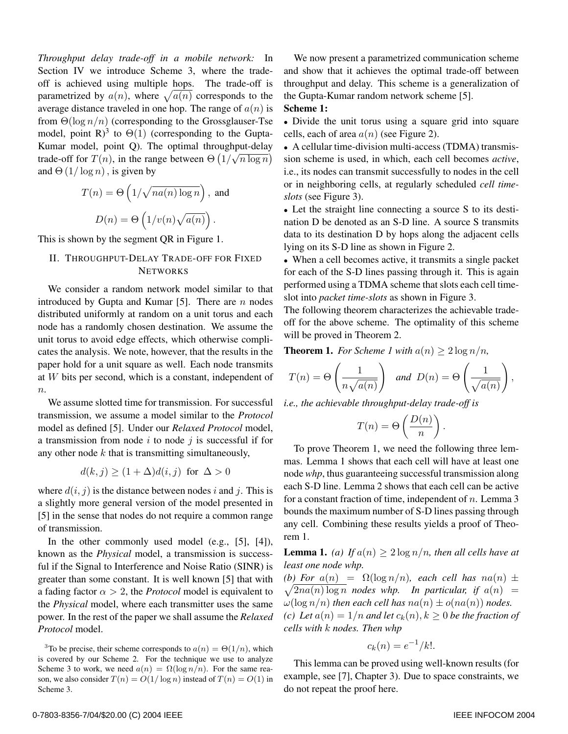*Throughput delay trade-off in a mobile network:* In Section IV we introduce Scheme 3, where the trade-off is achieved using multiple hops. The trade-off is parametrized by $a(n)$, where $\sqrt{a(n)}$ corresponds to the average distance traveled in one hop. The range of $a(n)$ is from $\Theta(\log n/n)$ (corresponding to the Grossglauser-Tse model, point R)[3] to $\Theta(1)$ (corresponding to the Gupta-Kumar model, point Q). The optimal throughput-delay trade-off for $T(n)$, in the range between $\Theta\left(1/\sqrt{n \log n}\right)$ and $\Theta\left(1/\log n\right)$, is given by

$$T(n) = \Theta\left(1/\sqrt{na(n)\log n}\right), \text{ and}$$

$$D(n) = \Theta\left(1/v(n)\sqrt{a(n)}\right).$$

This is shown by the segment QR in Figure 1.

## II. Throughput-Delay Trade-off for Fixed Networks

We consider a random network model similar to that introduced by Gupta and Kumar [5]. There are $n$ nodes distributed uniformly at random on a unit torus and each node has a randomly chosen destination. We assume the unit torus to avoid edge effects, which otherwise complicates the analysis. We note, however, that the results in the paper hold for a unit square as well. Each node transmits at $W$ bits per second, which is a constant, independent of $n$.

We assume slotted time for transmission. For successful transmission, we assume a model similar to the *Protocol* model as defined [5]. Under our *Relaxed Protocol* model, a transmission from node $i$ to node $j$ is successful if for any other node $k$ that is transmitting simultaneously,

$$d(k, j) \geq (1 + \Delta)d(i, j) \text{ for } \Delta > 0$$

where $d(i, j)$ is the distance between nodes $i$ and $j$. This is a slightly more general version of the model presented in [5] in the sense that nodes do not require a common range of transmission.

In the other commonly used model (e.g., [5], [4]), known as the *Physical* model, a transmission is successful if the Signal to Interference and Noise Ratio (SINR) is greater than some constant. It is well known [5] that with a fading factor $\alpha > 2$, the *Protocol* model is equivalent to the *Physical* model, where each transmitter uses the same power. In the rest of the paper we shall assume the *Relaxed Protocol* model.

[3] To be precise, their scheme corresponds to $a(n) = \Theta(1/n)$, which is covered by our Scheme 2. For the technique we use to analyze Scheme 3 to work, we need $a(n) = \Omega(\log n/n)$. For the same reason, we also consider $T(n) = O(1/\log n)$ instead of $T(n) = O(1)$ in Scheme 3.

We now present a parametrized communication scheme and show that it achieves the optimal trade-off between throughput and delay. This scheme is a generalization of the Gupta-Kumar random network scheme [5].

**Scheme 1:**

- Divide the unit torus using a square grid into square cells, each of area $a(n)$ (see Figure 2).
- A cellular time-division multi-access (TDMA) transmission scheme is used, in which, each cell becomes *active*, i.e., its nodes can transmit successfully to nodes in the cell or in neighboring cells, at regularly scheduled *cell time-slots* (see Figure 3).
- Let the straight line connecting a source S to its destination D be denoted as an S-D line. A source S transmits data to its destination D by hops along the adjacent cells lying on its S-D line as shown in Figure 2.
- When a cell becomes active, it transmits a single packet for each of the S-D lines passing through it. This is again performed using a TDMA scheme that slots each cell time-slot into *packet time-slots* as shown in Figure 3.

The following theorem characterizes the achievable trade-off for the above scheme. The optimality of this scheme will be proved in Theorem 2.

**Theorem 1.** *For Scheme 1 with $a(n) \geq 2\log n/n$,*

$$T(n) = \Theta\left(\frac{1}{n\sqrt{a(n)}}\right) \quad \text{and} \quad D(n) = \Theta\left(\frac{1}{\sqrt{a(n)}}\right),$$

*i.e., the achievable throughput-delay trade-off is*

$$T(n) = \Theta\left(\frac{D(n)}{n}\right).$$

To prove Theorem 1, we need the following three lemmas. Lemma 1 shows that each cell will have at least one node *whp*, thus guaranteeing successful transmission along each S-D line. Lemma 2 shows that each cell can be active for a constant fraction of time, independent of $n$. Lemma 3 bounds the maximum number of S-D lines passing through any cell. Combining these results yields a proof of Theorem 1.

**Lemma 1.** *(a) If $a(n) \geq 2\log n/n$, then all cells have at least one node whp.*
*(b) For $a(n) = \Omega(\log n/n)$, each cell has $na(n) \pm \sqrt{2na(n)\log n}$ nodes whp. In particular, if $a(n) = \omega(\log n/n)$ then each cell has $na(n) \pm o(na(n))$ nodes.*
*(c) Let $a(n) = 1/n$ and let $c_k(n), k \geq 0$ be the fraction of cells with $k$ nodes. Then whp*

$$c_k(n) = e^{-1}/k!.$$

This lemma can be proved using well-known results (for example, see [7], Chapter 3). Due to space constraints, we do not repeat the proof here.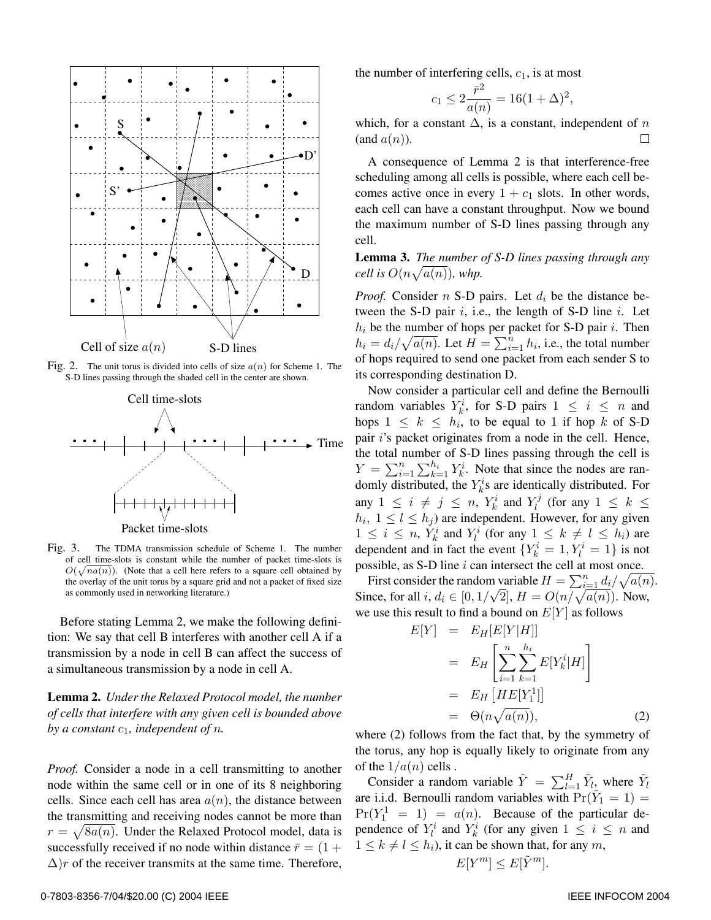Fig. 2. The unit torus is divided into cells of size $a(n)$ for Scheme 1. The S-D lines passing through the shaded cell in the center are shown.

Fig. 3. The TDMA transmission schedule of Scheme 1. The number of cell time-slots is constant while the number of packet time-slots is $O(\sqrt{na(n)})$. (Note that a cell here refers to a square cell obtained by the overlay of the unit torus by a square grid and not a packet of fixed size as commonly used in networking literature.)

Before stating Lemma 2, we make the following definition: We say that cell B interferes with another cell A if a transmission by a node in cell B can affect the success of a simultaneous transmission by a node in cell A.

**Lemma 2.** *Under the Relaxed Protocol model, the number of cells that interfere with any given cell is bounded above by a constant $c_1$, independent of $n$.*

*Proof.* Consider a node in a cell transmitting to another node within the same cell or in one of its 8 neighboring cells. Since each cell has area $a(n)$, the distance between the transmitting and receiving nodes cannot be more than $r = \sqrt{8a(n)}$. Under the Relaxed Protocol model, data is successfully received if no node within distance $\bar{r} = (1+\Delta)r$ of the receiver transmits at the same time. Therefore, the number of interfering cells, $c_1$, is at most

$$c_1 \leq 2\frac{\bar{r}^2}{a(n)} = 16(1+\Delta)^2,$$

which, for a constant $\Delta$, is a constant, independent of $n$ (and $a(n)$). □

A consequence of Lemma 2 is that interference-free scheduling among all cells is possible, where each cell becomes active once in every $1 + c_1$ slots. In other words, each cell can have a constant throughput. Now we bound the maximum number of S-D lines passing through any cell.

**Lemma 3.** *The number of S-D lines passing through any cell is $O(n\sqrt{a(n)})$, whp.*

*Proof.* Consider $n$ S-D pairs. Let $d_i$ be the distance between the S-D pair $i$, i.e., the length of S-D line $i$. Let $h_i$ be the number of hops per packet for S-D pair $i$. Then $h_i = d_i/\sqrt{a(n)}$. Let $H = \sum_{i=1}^{n} h_i$, i.e., the total number of hops required to send one packet from each sender S to its corresponding destination D.

Now consider a particular cell and define the Bernoulli random variables $Y_k^i$, for S-D pairs $1 \leq i \leq n$ and hops $1 \leq k \leq h_i$, to be equal to 1 if hop $k$ of S-D pair $i$'s packet originates from a node in the cell. Hence, the total number of S-D lines passing through the cell is $Y = \sum_{i=1}^{n}\sum_{k=1}^{h_i} Y_k^i$. Note that since the nodes are randomly distributed, the $Y_k^i$s are identically distributed. For any $1 \leq i \neq j \leq n$, $Y_k^i$ and $Y_l^j$ (for any $1 \leq k \leq h_i$, $1 \leq l \leq h_j$) are independent. However, for any given $1 \leq i \leq n$, $Y_k^i$ and $Y_l^i$ (for any $1 \leq k \neq l \leq h_i$) are dependent and in fact the event $\{Y_k^i = 1, Y_l^i = 1\}$ is not possible, as S-D line $i$ can intersect the cell at most once.

First consider the random variable $H = \sum_{i=1}^{n} d_i/\sqrt{a(n)}$. Since, for all $i$, $d_i \in [0, 1/\sqrt{2}]$, $H = O(n/\sqrt{a(n)})$. Now, we use this result to find a bound on $E[Y]$ as follows

$$\begin{aligned}
E[Y] &= E_H[E[Y|H]] \\
&= E_H\left[\sum_{i=1}^{n}\sum_{k=1}^{h_i} E[Y_k^i|H]\right] \\
&= E_H\left[HE[Y_1^1]\right] \\
&= \Theta(n\sqrt{a(n)}), \qquad (2)
\end{aligned}$$

where (2) follows from the fact that, by the symmetry of the torus, any hop is equally likely to originate from any of the $1/a(n)$ cells .

Consider a random variable $\tilde{Y} = \sum_{l=1}^{H} \tilde{Y}_l$, where $\tilde{Y}_l$ are i.i.d. Bernoulli random variables with $\Pr(\tilde{Y}_1 = 1) = \Pr(Y_1^1 = 1) = a(n)$. Because of the particular dependence of $Y_l^i$ and $Y_k^i$ (for any given $1 \leq i \leq n$ and $1 \leq k \neq l \leq h_i$), it can be shown that, for any $m$,

$$E[Y^m] \leq E[\tilde{Y}^m].$$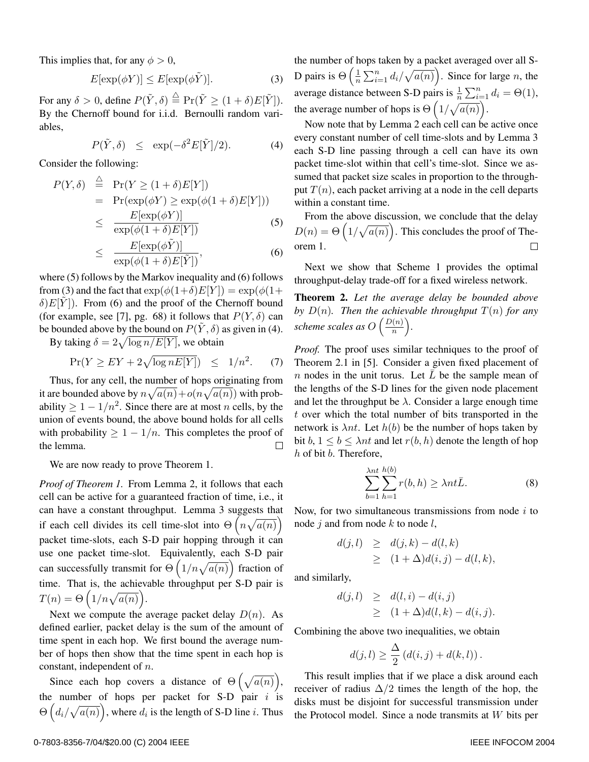This implies that, for any $\phi > 0$,

$$E[\exp(\phi Y)] \leq E[\exp(\phi \tilde{Y})]. \tag{3}$$

For any $\delta > 0$, define $P(\tilde{Y}, \delta) \triangleq \Pr(\tilde{Y} \geq (1+\delta)E[\tilde{Y}])$. By the Chernoff bound for i.i.d. Bernoulli random variables,

$$P(\tilde{Y}, \delta) \quad \leq \quad \exp(-\delta^2 E[\tilde{Y}]/2). \tag{4}$$

Consider the following:

$$\begin{aligned}
P(Y, \delta) \quad &\triangleq \quad \Pr(Y \geq (1+\delta)E[Y]) \\
&= \quad \Pr(\exp(\phi Y) \geq \exp(\phi(1+\delta)E[Y])) \\
&\leq \quad \frac{E[\exp(\phi Y)]}{\exp(\phi(1+\delta)E[Y])} \qquad (5) \\
&\leq \quad \frac{E[\exp(\phi \tilde{Y})]}{\exp(\phi(1+\delta)E[\tilde{Y}])}, \qquad (6)
\end{aligned}$$

where (5) follows by the Markov inequality and (6) follows from (3) and the fact that $\exp(\phi(1+\delta)E[Y]) = \exp(\phi(1+\delta)E[\tilde{Y}])$. From (6) and the proof of the Chernoff bound (for example, see [7], pg. 68) it follows that $P(Y, \delta)$ can be bounded above by the bound on $P(\tilde{Y}, \delta)$ as given in (4).

By taking $\delta = 2\sqrt{\log n / E[Y]}$, we obtain

$$\Pr(Y \geq EY + 2\sqrt{\log n E[Y]}) \quad \leq \quad 1/n^2. \tag{7}$$

Thus, for any cell, the number of hops originating from it are bounded above by $n\sqrt{a(n)} + o(n\sqrt{a(n)})$ with probability $\geq 1 - 1/n^2$. Since there are at most $n$ cells, by the union of events bound, the above bound holds for all cells with probability $\geq 1 - 1/n$. This completes the proof of the lemma. $\square$

We are now ready to prove Theorem 1.

*Proof of Theorem 1.* From Lemma 2, it follows that each cell can be active for a guaranteed fraction of time, i.e., it can have a constant throughput. Lemma 3 suggests that if each cell divides its cell time-slot into $\Theta\left(n\sqrt{a(n)}\right)$ packet time-slots, each S-D pair hopping through it can use one packet time-slot. Equivalently, each S-D pair can successfully transmit for $\Theta\left(1/n\sqrt{a(n)}\right)$ fraction of time. That is, the achievable throughput per S-D pair is $T(n) = \Theta\left(1/n\sqrt{a(n)}\right)$.

Next we compute the average packet delay $D(n)$. As defined earlier, packet delay is the sum of the amount of time spent in each hop. We first bound the average number of hops then show that the time spent in each hop is constant, independent of $n$.

Since each hop covers a distance of $\Theta\left(\sqrt{a(n)}\right)$, the number of hops per packet for S-D pair $i$ is $\Theta\left(d_i/\sqrt{a(n)}\right)$, where $d_i$ is the length of S-D line $i$. Thus the number of hops taken by a packet averaged over all S-D pairs is $\Theta\left(\frac{1}{n}\sum_{i=1}^{n} d_i/\sqrt{a(n)}\right)$. Since for large $n$, the average distance between S-D pairs is $\frac{1}{n}\sum_{i=1}^{n} d_i = \Theta(1)$, the average number of hops is $\Theta\left(1/\sqrt{a(n)}\right)$.

Now note that by Lemma 2 each cell can be active once every constant number of cell time-slots and by Lemma 3 each S-D line passing through a cell can have its own packet time-slot within that cell's time-slot. Since we assumed that packet size scales in proportion to the throughput $T(n)$, each packet arriving at a node in the cell departs within a constant time.

From the above discussion, we conclude that the delay $D(n) = \Theta\left(1/\sqrt{a(n)}\right)$. This concludes the proof of Theorem 1. $\square$

Next we show that Scheme 1 provides the optimal throughput-delay trade-off for a fixed wireless network.

**Theorem 2.** *Let the average delay be bounded above by $D(n)$. Then the achievable throughput $T(n)$ for any scheme scales as $O\left(\frac{D(n)}{n}\right)$.*

*Proof.* The proof uses similar techniques to the proof of Theorem 2.1 in [5]. Consider a given fixed placement of $n$ nodes in the unit torus. Let $\bar{L}$ be the sample mean of the lengths of the S-D lines for the given node placement and let the throughput be $\lambda$. Consider a large enough time $t$ over which the total number of bits transported in the network is $\lambda n t$. Let $h(b)$ be the number of hops taken by bit $b$, $1 \leq b \leq \lambda n t$ and let $r(b, h)$ denote the length of hop $h$ of bit $b$. Therefore,

$$\sum_{b=1}^{\lambda n t} \sum_{h=1}^{h(b)} r(b, h) \geq \lambda n t \bar{L}. \tag{8}$$

Now, for two simultaneous transmissions from node $i$ to node $j$ and from node $k$ to node $l$,

$$\begin{aligned}
d(j, l) \quad &\geq \quad d(j, k) - d(l, k) \\
&\geq \quad (1+\Delta)d(i, j) - d(l, k),
\end{aligned}$$

and similarly,

$$\begin{aligned}
d(j, l) \quad &\geq \quad d(l, i) - d(i, j) \\
&\geq \quad (1+\Delta)d(l, k) - d(i, j).
\end{aligned}$$

Combining the above two inequalities, we obtain

$$d(j, l) \geq \frac{\Delta}{2}\left(d(i, j) + d(k, l)\right).$$

This result implies that if we place a disk around each receiver of radius $\Delta/2$ times the length of the hop, the disks must be disjoint for successful transmission under the Protocol model. Since a node transmits at $W$ bits per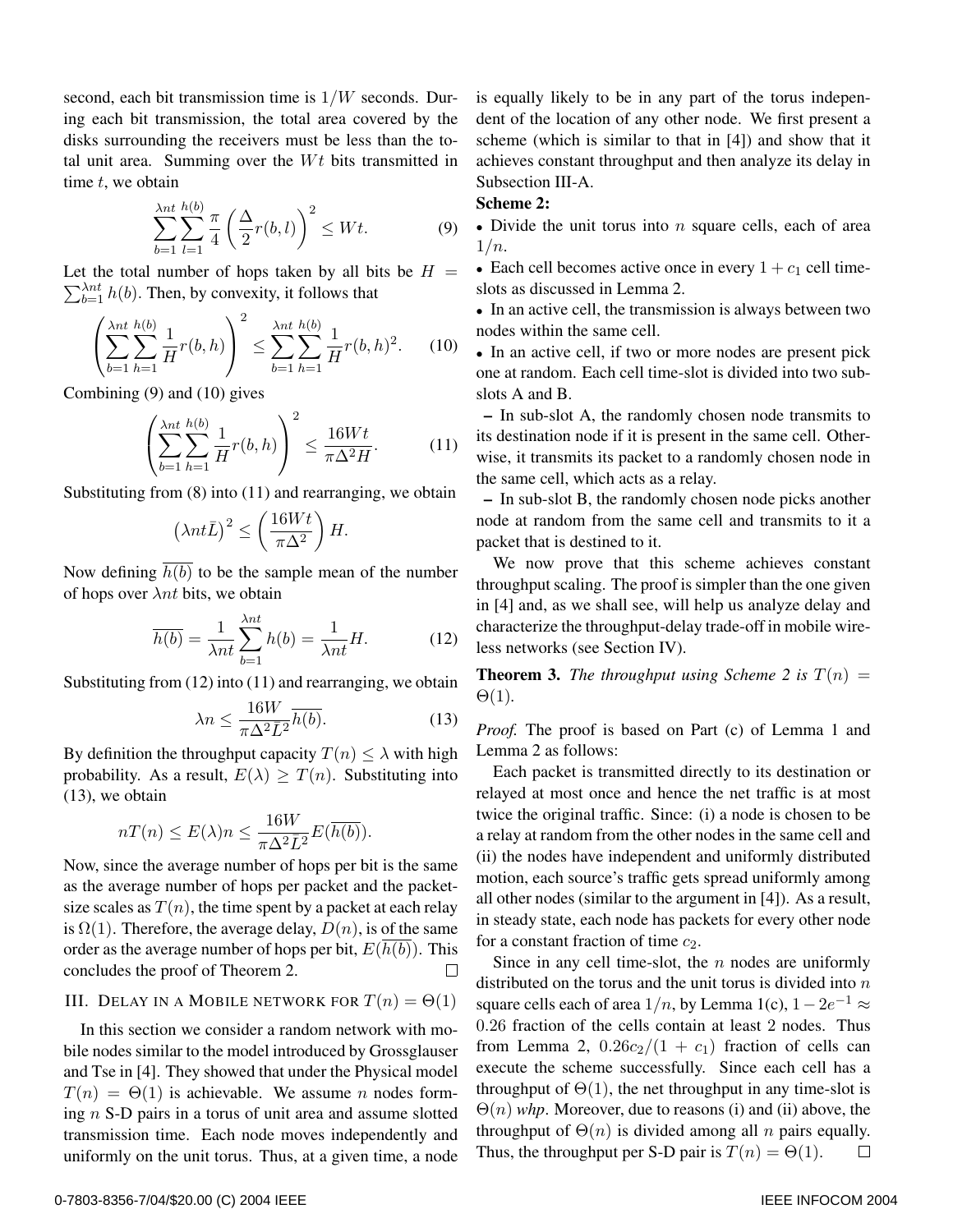second, each bit transmission time is $1/W$ seconds. During each bit transmission, the total area covered by the disks surrounding the receivers must be less than the total unit area. Summing over the $Wt$ bits transmitted in time $t$, we obtain

$$\sum_{b=1}^{\lambda nt} \sum_{l=1}^{h(b)} \frac{\pi}{4} \left( \frac{\Delta}{2} r(b,l) \right)^2 \leq Wt. \tag{9}$$

Let the total number of hops taken by all bits be $H = \sum_{b=1}^{\lambda nt} h(b)$. Then, by convexity, it follows that

$$\left( \sum_{b=1}^{\lambda nt} \sum_{h=1}^{h(b)} \frac{1}{H} r(b,h) \right)^2 \leq \sum_{b=1}^{\lambda nt} \sum_{h=1}^{h(b)} \frac{1}{H} r(b,h)^2. \tag{10}$$

Combining (9) and (10) gives

$$\left( \sum_{b=1}^{\lambda nt} \sum_{h=1}^{h(b)} \frac{1}{H} r(b,h) \right)^2 \leq \frac{16Wt}{\pi \Delta^2 H}. \tag{11}$$

Substituting from (8) into (11) and rearranging, we obtain

$$\left( \lambda nt \bar{L} \right)^2 \leq \left( \frac{16Wt}{\pi \Delta^2} \right) H.$$

Now defining $\overline{h(b)}$ to be the sample mean of the number of hops over $\lambda nt$ bits, we obtain

$$\overline{h(b)} = \frac{1}{\lambda nt} \sum_{b=1}^{\lambda nt} h(b) = \frac{1}{\lambda nt} H. \tag{12}$$

Substituting from (12) into (11) and rearranging, we obtain

$$\lambda n \leq \frac{16W}{\pi \Delta^2 \bar{L}^2} \overline{h(b)}. \tag{13}$$

By definition the throughput capacity $T(n) \leq \lambda$ with high probability. As a result, $E(\lambda) \geq T(n)$. Substituting into (13), we obtain

$$nT(n) \leq E(\lambda)n \leq \frac{16W}{\pi \Delta^2 \bar{L}^2} E(\overline{h(b)}).$$

Now, since the average number of hops per bit is the same as the average number of hops per packet and the packet-size scales as $T(n)$, the time spent by a packet at each relay is $\Omega(1)$. Therefore, the average delay, $D(n)$, is of the same order as the average number of hops per bit, $E(\overline{h(b)})$. This concludes the proof of Theorem 2. □

## III. Delay in a Mobile network for $T(n) = \Theta(1)$

In this section we consider a random network with mobile nodes similar to the model introduced by Grossglauser and Tse in [4]. They showed that under the Physical model $T(n) = \Theta(1)$ is achievable. We assume $n$ nodes forming $n$ S-D pairs in a torus of unit area and assume slotted transmission time. Each node moves independently and uniformly on the unit torus. Thus, at a given time, a node is equally likely to be in any part of the torus independent of the location of any other node. We first present a scheme (which is similar to that in [4]) and show that it achieves constant throughput and then analyze its delay in Subsection III-A.

**Scheme 2:**

- Divide the unit torus into $n$ square cells, each of area $1/n$.
- Each cell becomes active once in every $1 + c_1$ cell time-slots as discussed in Lemma 2.
- In an active cell, the transmission is always between two nodes within the same cell.
- In an active cell, if two or more nodes are present pick one at random. Each cell time-slot is divided into two sub-slots A and B.
  - In sub-slot A, the randomly chosen node transmits to its destination node if it is present in the same cell. Otherwise, it transmits its packet to a randomly chosen node in the same cell, which acts as a relay.
  - In sub-slot B, the randomly chosen node picks another node at random from the same cell and transmits to it a packet that is destined to it.

We now prove that this scheme achieves constant throughput scaling. The proof is simpler than the one given in [4] and, as we shall see, will help us analyze delay and characterize the throughput-delay trade-off in mobile wireless networks (see Section IV).

**Theorem 3.** *The throughput using Scheme 2 is $T(n) = \Theta(1)$.*

*Proof.* The proof is based on Part (c) of Lemma 1 and Lemma 2 as follows:

Each packet is transmitted directly to its destination or relayed at most once and hence the net traffic is at most twice the original traffic. Since: (i) a node is chosen to be a relay at random from the other nodes in the same cell and (ii) the nodes have independent and uniformly distributed motion, each source's traffic gets spread uniformly among all other nodes (similar to the argument in [4]). As a result, in steady state, each node has packets for every other node for a constant fraction of time $c_2$.

Since in any cell time-slot, the $n$ nodes are uniformly distributed on the torus and the unit torus is divided into $n$ square cells each of area $1/n$, by Lemma 1(c), $1 - 2e^{-1} \approx 0.26$ fraction of the cells contain at least 2 nodes. Thus from Lemma 2, $0.26c_2/(1 + c_1)$ fraction of cells can execute the scheme successfully. Since each cell has a throughput of $\Theta(1)$, the net throughput in any time-slot is $\Theta(n)$ *whp*. Moreover, due to reasons (i) and (ii) above, the throughput of $\Theta(n)$ is divided among all $n$ pairs equally. Thus, the throughput per S-D pair is $T(n) = \Theta(1)$. □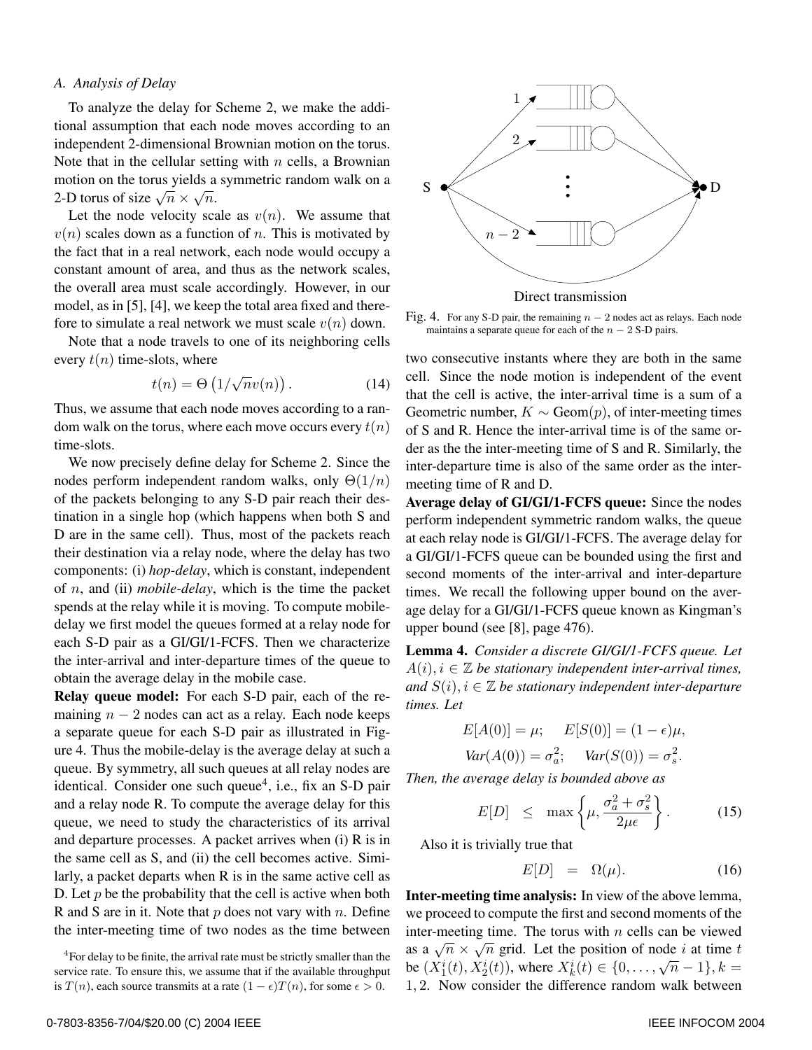### A. Analysis of Delay

To analyze the delay for Scheme 2, we make the additional assumption that each node moves according to an independent 2-dimensional Brownian motion on the torus. Note that in the cellular setting with $n$ cells, a Brownian motion on the torus yields a symmetric random walk on a 2-D torus of size $\sqrt{n} \times \sqrt{n}$.

Let the node velocity scale as $v(n)$. We assume that $v(n)$ scales down as a function of $n$. This is motivated by the fact that in a real network, each node would occupy a constant amount of area, and thus as the network scales, the overall area must scale accordingly. However, in our model, as in [5], [4], we keep the total area fixed and therefore to simulate a real network we must scale $v(n)$ down.

Note that a node travels to one of its neighboring cells every $t(n)$ time-slots, where

$$t(n) = \Theta\left(1/\sqrt{n}v(n)\right). \tag{14}$$

Thus, we assume that each node moves according to a random walk on the torus, where each move occurs every $t(n)$ time-slots.

We now precisely define delay for Scheme 2. Since the nodes perform independent random walks, only $\Theta(1/n)$ of the packets belonging to any S-D pair reach their destination in a single hop (which happens when both S and D are in the same cell). Thus, most of the packets reach their destination via a relay node, where the delay has two components: (i) *hop-delay*, which is constant, independent of $n$, and (ii) *mobile-delay*, which is the time the packet spends at the relay while it is moving. To compute mobile-delay we first model the queues formed at a relay node for each S-D pair as a GI/GI/1-FCFS. Then we characterize the inter-arrival and inter-departure times of the queue to obtain the average delay in the mobile case.

**Relay queue model:** For each S-D pair, each of the remaining $n-2$ nodes can act as a relay. Each node keeps a separate queue for each S-D pair as illustrated in Figure 4. Thus the mobile-delay is the average delay at such a queue. By symmetry, all such queues at all relay nodes are identical. Consider one such queue[4], i.e., fix an S-D pair and a relay node R. To compute the average delay for this queue, we need to study the characteristics of its arrival and departure processes. A packet arrives when (i) R is in the same cell as S, and (ii) the cell becomes active. Similarly, a packet departs when R is in the same active cell as D. Let $p$ be the probability that the cell is active when both R and S are in it. Note that $p$ does not vary with $n$. Define the inter-meeting time of two nodes as the time between two consecutive instants where they are both in the same cell. Since the node motion is independent of the event that the cell is active, the inter-arrival time is a sum of a Geometric number, $K \sim \text{Geom}(p)$, of inter-meeting times of S and R. Hence the inter-arrival time is of the same order as the the inter-meeting time of S and R. Similarly, the inter-departure time is also of the same order as the inter-meeting time of R and D.

[4] For delay to be finite, the arrival rate must be strictly smaller than the service rate. To ensure this, we assume that if the available throughput is $T(n)$, each source transmits at a rate $(1-\epsilon)T(n)$, for some $\epsilon > 0$.

Fig. 4. For any S-D pair, the remaining $n-2$ nodes act as relays. Each node maintains a separate queue for each of the $n-2$ S-D pairs.

**Average delay of GI/GI/1-FCFS queue:** Since the nodes perform independent symmetric random walks, the queue at each relay node is GI/GI/1-FCFS. The average delay for a GI/GI/1-FCFS queue can be bounded using the first and second moments of the inter-arrival and inter-departure times. We recall the following upper bound on the average delay for a GI/GI/1-FCFS queue known as Kingman's upper bound (see [8], page 476).

**Lemma 4.** *Consider a discrete GI/GI/1-FCFS queue. Let $A(i), i \in \mathbb{Z}$ be stationary independent inter-arrival times, and $S(i), i \in \mathbb{Z}$ be stationary independent inter-departure times. Let*

$$E[A(0)] = \mu; \quad E[S(0)] = (1-\epsilon)\mu,$$
$$Var(A(0)) = \sigma_a^2; \quad Var(S(0)) = \sigma_s^2.$$

*Then, the average delay is bounded above as*

$$E[D] \quad \leq \quad \max\left\{\mu, \frac{\sigma_a^2 + \sigma_s^2}{2\mu\epsilon}\right\}. \tag{15}$$

Also it is trivially true that

$$E[D] \quad = \quad \Omega(\mu). \tag{16}$$

**Inter-meeting time analysis:** In view of the above lemma, we proceed to compute the first and second moments of the inter-meeting time. The torus with $n$ cells can be viewed as a $\sqrt{n} \times \sqrt{n}$ grid. Let the position of node $i$ at time $t$ be $(X_1^i(t), X_2^i(t))$, where $X_k^i(t) \in \{0, \ldots, \sqrt{n}-1\}, k = 1, 2$. Now consider the difference random walk between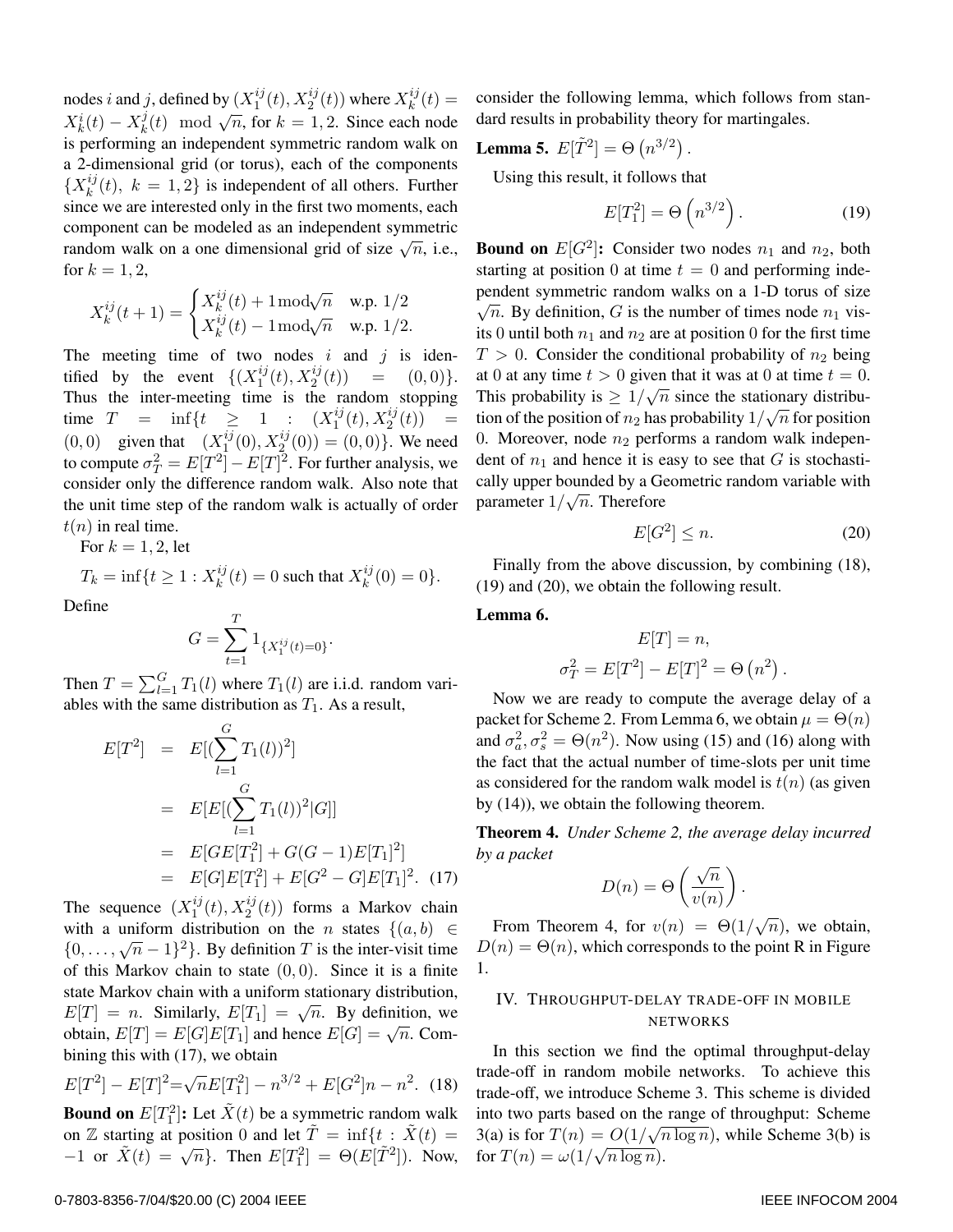nodes $i$ and $j$, defined by $(X_1^{ij}(t), X_2^{ij}(t))$ where $X_k^{ij}(t) = X_k^i(t) - X_k^j(t) \mod \sqrt{n}$, for $k = 1, 2$. Since each node is performing an independent symmetric random walk on a 2-dimensional grid (or torus), each of the components $\{X_k^{ij}(t),\ k = 1, 2\}$ is independent of all others. Further since we are interested only in the first two moments, each component can be modeled as an independent symmetric random walk on a one dimensional grid of size $\sqrt{n}$, i.e., for $k = 1, 2$,

$$X_k^{ij}(t+1) = \begin{cases} X_k^{ij}(t) + 1 \mathrm{mod} \sqrt{n} & \text{w.p. } 1/2 \\ X_k^{ij}(t) - 1 \mathrm{mod} \sqrt{n} & \text{w.p. } 1/2. \end{cases}$$

The meeting time of two nodes $i$ and $j$ is identified by the event $\{(X_1^{ij}(t), X_2^{ij}(t)) = (0, 0)\}$. Thus the inter-meeting time is the random stopping time $T = \inf\{t \geq 1 : (X_1^{ij}(t), X_2^{ij}(t)) = (0, 0) \quad \text{given that} \quad (X_1^{ij}(0), X_2^{ij}(0)) = (0, 0)\}$. We need to compute $\sigma_T^2 = E[T^2] - E[T]^2$. For further analysis, we consider only the difference random walk. Also note that the unit time step of the random walk is actually of order $t(n)$ in real time.

For $k = 1, 2$, let

$$T_k = \inf\{t \geq 1 : X_k^{ij}(t) = 0 \text{ such that } X_k^{ij}(0) = 0\}.$$

Define

$$G = \sum_{t=1}^{T} 1_{\{X_1^{ij}(t) = 0\}}.$$

Then $T = \sum_{l=1}^{G} T_1(l)$ where $T_1(l)$ are i.i.d. random variables with the same distribution as $T_1$. As a result,

$$\begin{aligned} E[T^2] &= E[(\sum_{l=1}^{G} T_1(l))^2] \\ &= E[E[(\sum_{l=1}^{G} T_1(l))^2 | G]] \\ &= E[G E[T_1^2] + G(G-1) E[T_1]^2] \\ &= E[G] E[T_1^2] + E[G^2 - G] E[T_1]^2. \quad (17) \end{aligned}$$

The sequence $(X_1^{ij}(t), X_2^{ij}(t))$ forms a Markov chain with a uniform distribution on the $n$ states $\{(a, b) \in \{0, \ldots, \sqrt{n} - 1\}^2\}$. By definition $T$ is the inter-visit time of this Markov chain to state $(0, 0)$. Since it is a finite state Markov chain with a uniform stationary distribution, $E[T] = n$. Similarly, $E[T_1] = \sqrt{n}$. By definition, we obtain, $E[T] = E[G]E[T_1]$ and hence $E[G] = \sqrt{n}$. Combining this with (17), we obtain

$$E[T^2] - E[T]^2 = \sqrt{n} E[T_1^2] - n^{3/2} + E[G^2] n - n^2. \quad (18)$$

**Bound on $E[T_1^2]$:** Let $\tilde{X}(t)$ be a symmetric random walk on $\mathbb{Z}$ starting at position 0 and let $\tilde{T} = \inf\{t : \tilde{X}(t) = -1 \text{ or } \tilde{X}(t) = \sqrt{n}\}$. Then $E[T_1^2] = \Theta(E[\tilde{T}^2])$. Now, consider the following lemma, which follows from standard results in probability theory for martingales.

**Lemma 5.** $E[\tilde{T}^2] = \Theta\left(n^{3/2}\right)$.

Using this result, it follows that

$$E[T_1^2] = \Theta\left(n^{3/2}\right). \quad (19)$$

**Bound on $E[G^2]$:** Consider two nodes $n_1$ and $n_2$, both starting at position 0 at time $t = 0$ and performing independent symmetric random walks on a 1-D torus of size $\sqrt{n}$. By definition, $G$ is the number of times node $n_1$ visits its 0 until both $n_1$ and $n_2$ are at position 0 for the first time $T > 0$. Consider the conditional probability of $n_2$ being at 0 at any time $t > 0$ given that it was at 0 at time $t = 0$. This probability is $\geq 1/\sqrt{n}$ since the stationary distribution of the position of $n_2$ has probability $1/\sqrt{n}$ for position 0. Moreover, node $n_2$ performs a random walk independent of $n_1$ and hence it is easy to see that $G$ is stochastically upper bounded by a Geometric random variable with parameter $1/\sqrt{n}$. Therefore

$$E[G^2] \leq n. \quad (20)$$

Finally from the above discussion, by combining (18), (19) and (20), we obtain the following result.

**Lemma 6.**

$$E[T] = n,$$
$$\sigma_T^2 = E[T^2] - E[T]^2 = \Theta\left(n^2\right).$$

Now we are ready to compute the average delay of a packet for Scheme 2. From Lemma 6, we obtain $\mu = \Theta(n)$ and $\sigma_a^2, \sigma_s^2 = \Theta(n^2)$. Now using (15) and (16) along with the fact that the actual number of time-slots per unit time as considered for the random walk model is $t(n)$ (as given by (14)), we obtain the following theorem.

**Theorem 4.** *Under Scheme 2, the average delay incurred by a packet*

$$D(n) = \Theta\left(\frac{\sqrt{n}}{v(n)}\right).$$

From Theorem 4, for $v(n) = \Theta(1/\sqrt{n})$, we obtain, $D(n) = \Theta(n)$, which corresponds to the point R in Figure 1.

## IV. Throughput-delay trade-off in mobile networks

In this section we find the optimal throughput-delay trade-off in random mobile networks. To achieve this trade-off, we introduce Scheme 3. This scheme is divided into two parts based on the range of throughput: Scheme 3(a) is for $T(n) = O(1/\sqrt{n \log n})$, while Scheme 3(b) is for $T(n) = \omega(1/\sqrt{n \log n})$.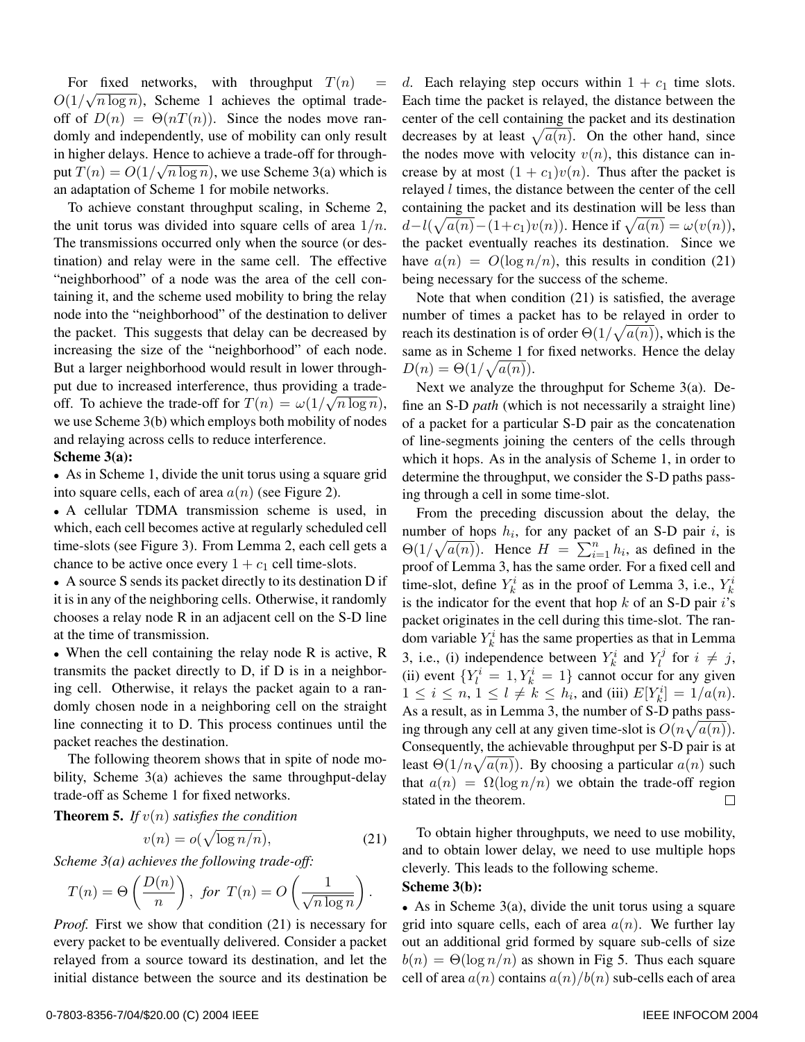For fixed networks, with throughput $T(n) = O(1/\sqrt{n \log n})$, Scheme 1 achieves the optimal trade-off of $D(n) = \Theta(nT(n))$. Since the nodes move randomly and independently, use of mobility can only result in higher delays. Hence to achieve a trade-off for throughput $T(n) = O(1/\sqrt{n \log n})$, we use Scheme 3(a) which is an adaptation of Scheme 1 for mobile networks.

To achieve constant throughput scaling, in Scheme 2, the unit torus was divided into square cells of area $1/n$. The transmissions occurred only when the source (or destination) and relay were in the same cell. The effective "neighborhood" of a node was the area of the cell containing it, and the scheme used mobility to bring the relay node into the "neighborhood" of the destination to deliver the packet. This suggests that delay can be decreased by increasing the size of the "neighborhood" of each node. But a larger neighborhood would result in lower throughput due to increased interference, thus providing a trade-off. To achieve the trade-off for $T(n) = \omega(1/\sqrt{n \log n})$, we use Scheme 3(b) which employs both mobility of nodes and relaying across cells to reduce interference.

**Scheme 3(a):**

- As in Scheme 1, divide the unit torus using a square grid into square cells, each of area $a(n)$ (see Figure 2).
- A cellular TDMA transmission scheme is used, in which, each cell becomes active at regularly scheduled cell time-slots (see Figure 3). From Lemma 2, each cell gets a chance to be active once every $1 + c_1$ cell time-slots.
- A source S sends its packet directly to its destination D if it is in any of the neighboring cells. Otherwise, it randomly chooses a relay node R in an adjacent cell on the S-D line at the time of transmission.
- When the cell containing the relay node R is active, R transmits the packet directly to D, if D is in a neighboring cell. Otherwise, it relays the packet again to a randomly chosen node in a neighboring cell on the straight line connecting it to D. This process continues until the packet reaches the destination.

The following theorem shows that in spite of node mobility, Scheme 3(a) achieves the same throughput-delay trade-off as Scheme 1 for fixed networks.

**Theorem 5.** *If $v(n)$ satisfies the condition*

$$v(n) = o(\sqrt{\log n/n}), \tag{21}$$

*Scheme 3(a) achieves the following trade-off:*

$$T(n) = \Theta\left(\frac{D(n)}{n}\right), \text{ for } T(n) = O\left(\frac{1}{\sqrt{n \log n}}\right).$$

*Proof.* First we show that condition (21) is necessary for every packet to be eventually delivered. Consider a packet relayed from a source toward its destination, and let the initial distance between the source and its destination be $d$. Each relaying step occurs within $1 + c_1$ time slots. Each time the packet is relayed, the distance between the center of the cell containing the packet and its destination decreases by at least $\sqrt{a(n)}$. On the other hand, since the nodes move with velocity $v(n)$, this distance can increase by at most $(1 + c_1)v(n)$. Thus after the packet is relayed $l$ times, the distance between the center of the cell containing the packet and its destination will be less than $d - l(\sqrt{a(n)} - (1+c_1)v(n))$. Hence if $\sqrt{a(n)} = \omega(v(n))$, the packet eventually reaches its destination. Since we have $a(n) = O(\log n/n)$, this results in condition (21) being necessary for the success of the scheme.

Note that when condition (21) is satisfied, the average number of times a packet has to be relayed in order to reach its destination is of order $\Theta(1/\sqrt{a(n)})$, which is the same as in Scheme 1 for fixed networks. Hence the delay $D(n) = \Theta(1/\sqrt{a(n)})$.

Next we analyze the throughput for Scheme 3(a). Define an S-D *path* (which is not necessarily a straight line) of a packet for a particular S-D pair as the concatenation of line-segments joining the centers of the cells through which it hops. As in the analysis of Scheme 1, in order to determine the throughput, we consider the S-D paths passing through a cell in some time-slot.

From the preceding discussion about the delay, the number of hops $h_i$, for any packet of an S-D pair $i$, is $\Theta(1/\sqrt{a(n)})$. Hence $H = \sum_{i=1}^{n} h_i$, as defined in the proof of Lemma 3, has the same order. For a fixed cell and time-slot, define $Y_k^i$ as in the proof of Lemma 3, i.e., $Y_k^i$ is the indicator for the event that hop $k$ of an S-D pair $i$'s packet originates in the cell during this time-slot. The random variable $Y_k^i$ has the same properties as that in Lemma 3, i.e., (i) independence between $Y_k^i$ and $Y_l^j$ for $i \neq j$, (ii) event $\{Y_l^i = 1, Y_k^i = 1\}$ cannot occur for any given $1 \leq i \leq n$, $1 \leq l \neq k \leq h_i$, and (iii) $E[Y_k^i] = 1/a(n)$. As a result, as in Lemma 3, the number of S-D paths passing through any cell at any given time-slot is $O(n\sqrt{a(n)})$. Consequently, the achievable throughput per S-D pair is at least $\Theta(1/n\sqrt{a(n)})$. By choosing a particular $a(n)$ such that $a(n) = \Omega(\log n/n)$ we obtain the trade-off region stated in the theorem. □

To obtain higher throughputs, we need to use mobility, and to obtain lower delay, we need to use multiple hops cleverly. This leads to the following scheme.

**Scheme 3(b):**

- As in Scheme 3(a), divide the unit torus using a square grid into square cells, each of area $a(n)$. We further lay out an additional grid formed by square sub-cells of size $b(n) = \Theta(\log n/n)$ as shown in Fig 5. Thus each square cell of area $a(n)$ contains $a(n)/b(n)$ sub-cells each of area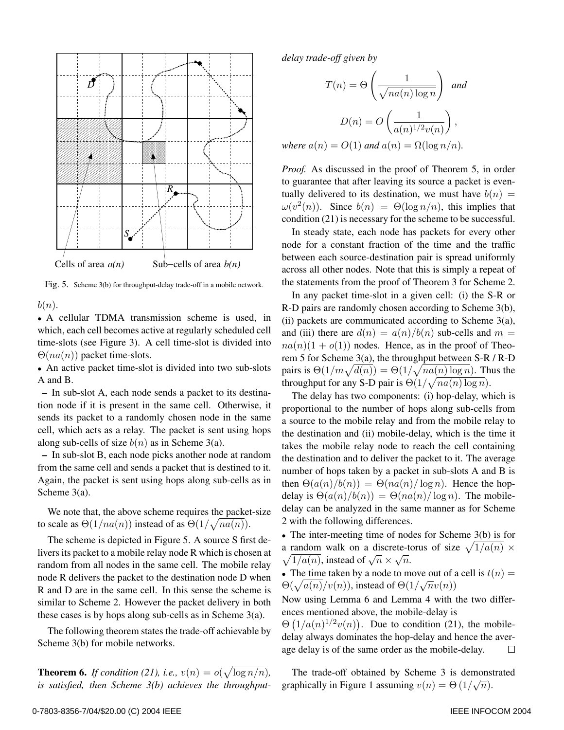Cells of area $a(n)$ Sub−cells of area $b(n)$

Fig. 5. Scheme 3(b) for throughput-delay trade-off in a mobile network.

$b(n)$.

- A cellular TDMA transmission scheme is used, in which, each cell becomes active at regularly scheduled cell time-slots (see Figure 3). A cell time-slot is divided into $\Theta(na(n))$ packet time-slots.
- An active packet time-slot is divided into two sub-slots A and B.
  - In sub-slot A, each node sends a packet to its destination node if it is present in the same cell. Otherwise, it sends its packet to a randomly chosen node in the same cell, which acts as a relay. The packet is sent using hops along sub-cells of size $b(n)$ as in Scheme 3(a).
  - In sub-slot B, each node picks another node at random from the same cell and sends a packet that is destined to it. Again, the packet is sent using hops along sub-cells as in Scheme 3(a).

We note that, the above scheme requires the packet-size to scale as $\Theta(1/na(n))$ instead of as $\Theta(1/\sqrt{na(n)})$.

The scheme is depicted in Figure 5. A source S first delivers its packet to a mobile relay node R which is chosen at random from all nodes in the same cell. The mobile relay node R delivers the packet to the destination node D when R and D are in the same cell. In this sense the scheme is similar to Scheme 2. However the packet delivery in both these cases is by hops along sub-cells as in Scheme 3(a).

The following theorem states the trade-off achievable by Scheme 3(b) for mobile networks.

**Theorem 6.** *If condition (21), i.e., $v(n) = o(\sqrt{\log n/n})$, is satisfied, then Scheme 3(b) achieves the throughput-delay trade-off given by*

$$T(n) = \Theta\left(\frac{1}{\sqrt{na(n)\log n}}\right) \quad \textit{and}$$

$$D(n) = O\left(\frac{1}{a(n)^{1/2}v(n)}\right),$$

*where $a(n) = O(1)$ and $a(n) = \Omega(\log n/n)$.*

*Proof.* As discussed in the proof of Theorem 5, in order to guarantee that after leaving its source a packet is eventually delivered to its destination, we must have $b(n) = \omega(v^2(n))$. Since $b(n) = \Theta(\log n/n)$, this implies that condition (21) is necessary for the scheme to be successful.

In steady state, each node has packets for every other node for a constant fraction of the time and the traffic between each source-destination pair is spread uniformly across all other nodes. Note that this is simply a repeat of the statements from the proof of Theorem 3 for Scheme 2.

In any packet time-slot in a given cell: (i) the S-R or R-D pairs are randomly chosen according to Scheme 3(b), (ii) packets are communicated according to Scheme 3(a), and (iii) there are $d(n) = a(n)/b(n)$ sub-cells and $m = na(n)(1 + o(1))$ nodes. Hence, as in the proof of Theorem 5 for Scheme 3(a), the throughput between S-R / R-D pairs is $\Theta(1/m\sqrt{d(n)}) = \Theta(1/\sqrt{na(n)\log n})$. Thus the throughput for any S-D pair is $\Theta(1/\sqrt{na(n)\log n})$.

The delay has two components: (i) hop-delay, which is proportional to the number of hops along sub-cells from a source to the mobile relay and from the mobile relay to the destination and (ii) mobile-delay, which is the time it takes the mobile relay node to reach the cell containing the destination and to deliver the packet to it. The average number of hops taken by a packet in sub-slots A and B is then $\Theta(a(n)/b(n)) = \Theta(na(n)/\log n)$. Hence the hop-delay is $\Theta(a(n)/b(n)) = \Theta(na(n)/\log n)$. The mobile-delay can be analyzed in the same manner as for Scheme 2 with the following differences.

- The inter-meeting time of nodes for Scheme 3(b) is for a random walk on a discrete-torus of size $\sqrt{1/a(n)} \times \sqrt{1/a(n)}$, instead of $\sqrt{n} \times \sqrt{n}$.
- The time taken by a node to move out of a cell is $t(n) = \Theta(\sqrt{a(n)}/v(n))$, instead of $\Theta(1/\sqrt{n}v(n))$

Now using Lemma 6 and Lemma 4 with the two differences mentioned above, the mobile-delay is $\Theta\left(1/a(n)^{1/2}v(n)\right)$. Due to condition (21), the mobile-delay always dominates the hop-delay and hence the average delay is of the same order as the mobile-delay. □

The trade-off obtained by Scheme 3 is demonstrated graphically in Figure 1 assuming $v(n) = \Theta\left(1/\sqrt{n}\right)$.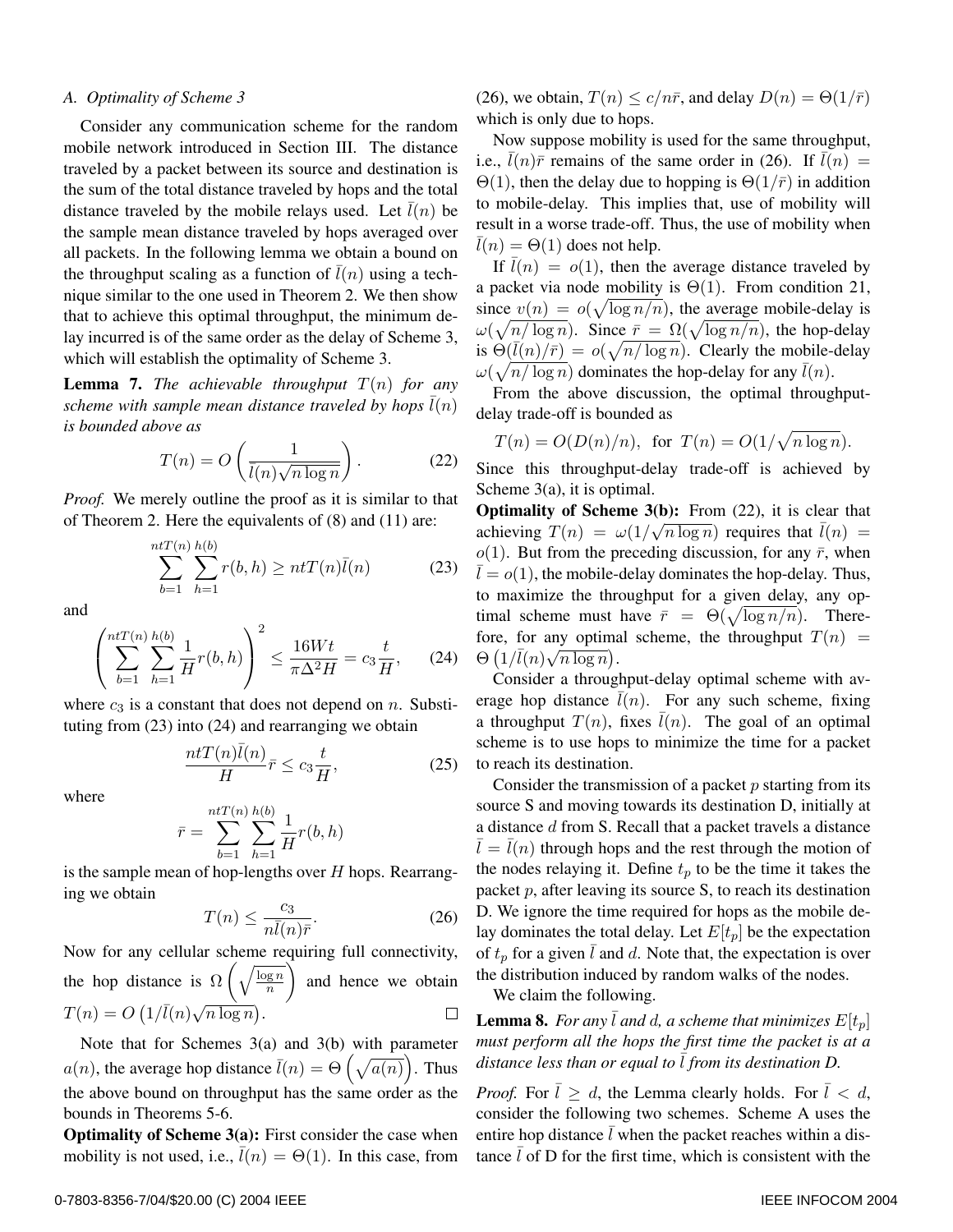### A. Optimality of Scheme 3

Consider any communication scheme for the random mobile network introduced in Section III. The distance traveled by a packet between its source and destination is the sum of the total distance traveled by hops and the total distance traveled by the mobile relays used. Let $\bar{l}(n)$ be the sample mean distance traveled by hops averaged over all packets. In the following lemma we obtain a bound on the throughput scaling as a function of $\bar{l}(n)$ using a technique similar to the one used in Theorem 2. We then show that to achieve this optimal throughput, the minimum delay incurred is of the same order as the delay of Scheme 3, which will establish the optimality of Scheme 3.

**Lemma 7.** *The achievable throughput $T(n)$ for any scheme with sample mean distance traveled by hops $\bar{l}(n)$ is bounded above as*

$$T(n) = O\left(\frac{1}{\bar{l}(n)\sqrt{n\log n}}\right). \tag{22}$$

*Proof.* We merely outline the proof as it is similar to that of Theorem 2. Here the equivalents of (8) and (11) are:

$$\sum_{b=1}^{ntT(n)}\sum_{h=1}^{h(b)} r(b,h) \geq ntT(n)\bar{l}(n) \tag{23}$$

and

$$\left(\sum_{b=1}^{ntT(n)}\sum_{h=1}^{h(b)} \frac{1}{H} r(b,h)\right)^2 \leq \frac{16Wt}{\pi\Delta^2 H} = c_3\frac{t}{H}, \tag{24}$$

where $c_3$ is a constant that does not depend on $n$. Substituting from (23) into (24) and rearranging we obtain

$$\frac{ntT(n)\bar{l}(n)}{H}\bar{r} \leq c_3\frac{t}{H}, \tag{25}$$

where

$$\bar{r} = \sum_{b=1}^{ntT(n)}\sum_{h=1}^{h(b)} \frac{1}{H} r(b,h)$$

is the sample mean of hop-lengths over $H$ hops. Rearranging we obtain

$$T(n) \leq \frac{c_3}{n\bar{l}(n)\bar{r}}. \tag{26}$$

Now for any cellular scheme requiring full connectivity, the hop distance is $\Omega\left(\sqrt{\frac{\log n}{n}}\right)$ and hence we obtain $T(n) = O\left(1/\bar{l}(n)\sqrt{n\log n}\right)$. $\square$

Note that for Schemes 3(a) and 3(b) with parameter $a(n)$, the average hop distance $\bar{l}(n) = \Theta\left(\sqrt{a(n)}\right)$. Thus the above bound on throughput has the same order as the bounds in Theorems 5-6.

**Optimality of Scheme 3(a):** First consider the case when mobility is not used, i.e., $\bar{l}(n) = \Theta(1)$. In this case, from (26), we obtain, $T(n) \leq c/n\bar{r}$, and delay $D(n) = \Theta(1/\bar{r})$ which is only due to hops.

Now suppose mobility is used for the same throughput, i.e., $\bar{l}(n)\bar{r}$ remains of the same order in (26). If $\bar{l}(n) = \Theta(1)$, then the delay due to hopping is $\Theta(1/\bar{r})$ in addition to mobile-delay. This implies that, use of mobility will result in a worse trade-off. Thus, the use of mobility when $\bar{l}(n) = \Theta(1)$ does not help.

If $\bar{l}(n) = o(1)$, then the average distance traveled by a packet via node mobility is $\Theta(1)$. From condition 21, since $v(n) = o(\sqrt{\log n/n})$, the average mobile-delay is $\omega(\sqrt{n/\log n})$. Since $\bar{r} = \Omega(\sqrt{\log n/n})$, the hop-delay is $\Theta(\bar{l}(n)/\bar{r}) = o(\sqrt{n/\log n})$. Clearly the mobile-delay $\omega(\sqrt{n/\log n})$ dominates the hop-delay for any $\bar{l}(n)$.

From the above discussion, the optimal throughput-delay trade-off is bounded as

$$T(n) = O(D(n)/n), \text{ for } T(n) = O(1/\sqrt{n\log n}).$$

Since this throughput-delay trade-off is achieved by Scheme 3(a), it is optimal.

**Optimality of Scheme 3(b):** From (22), it is clear that achieving $T(n) = \omega(1/\sqrt{n\log n})$ requires that $\bar{l}(n) = o(1)$. But from the preceding discussion, for any $\bar{r}$, when $\bar{l} = o(1)$, the mobile-delay dominates the hop-delay. Thus, to maximize the throughput for a given delay, any optimal scheme must have $\bar{r} = \Theta(\sqrt{\log n/n})$. Therefore, for any optimal scheme, the throughput $T(n) = \Theta\left(1/\bar{l}(n)\sqrt{n\log n}\right)$.

Consider a throughput-delay optimal scheme with average hop distance $\bar{l}(n)$. For any such scheme, fixing a throughput $T(n)$, fixes $\bar{l}(n)$. The goal of an optimal scheme is to use hops to minimize the time for a packet to reach its destination.

Consider the transmission of a packet $p$ starting from its source S and moving towards its destination D, initially at a distance $d$ from S. Recall that a packet travels a distance $\bar{l} = \bar{l}(n)$ through hops and the rest through the motion of the nodes relaying it. Define $t_p$ to be the time it takes the packet $p$, after leaving its source S, to reach its destination D. We ignore the time required for hops as the mobile delay dominates the total delay. Let $E[t_p]$ be the expectation of $t_p$ for a given $\bar{l}$ and $d$. Note that, the expectation is over the distribution induced by random walks of the nodes.

We claim the following.

**Lemma 8.** *For any $\bar{l}$ and $d$, a scheme that minimizes $E[t_p]$ must perform all the hops the first time the packet is at a distance less than or equal to $\bar{l}$ from its destination D.*

*Proof.* For $\bar{l} \geq d$, the Lemma clearly holds. For $\bar{l} < d$, consider the following two schemes. Scheme A uses the entire hop distance $\bar{l}$ when the packet reaches within a distance $\bar{l}$ of D for the first time, which is consistent with the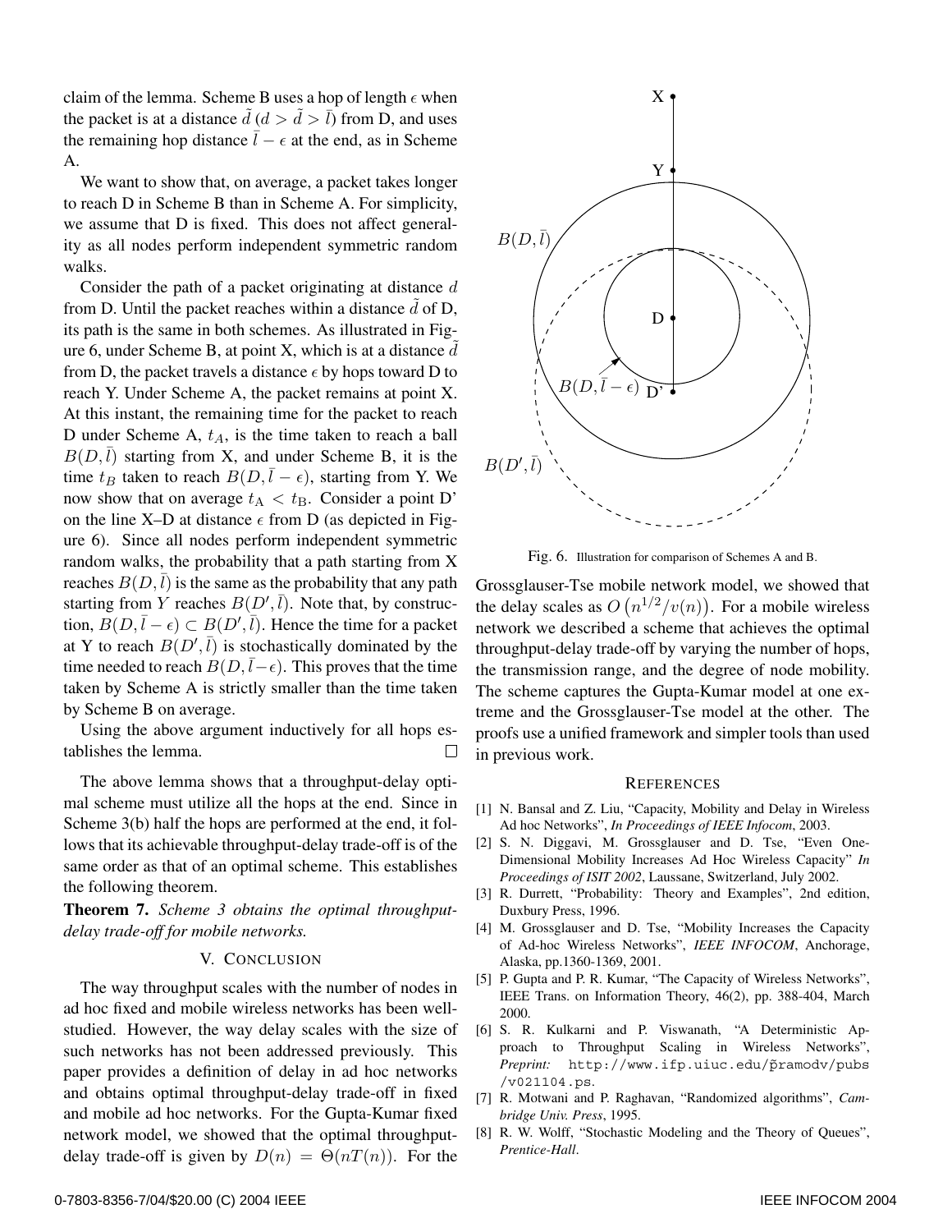claim of the lemma. Scheme B uses a hop of length $\epsilon$ when the packet is at a distance $\tilde{d}$ ($d > \tilde{d} > \bar{l}$) from D, and uses the remaining hop distance $\bar{l} - \epsilon$ at the end, as in Scheme A.

We want to show that, on average, a packet takes longer to reach D in Scheme B than in Scheme A. For simplicity, we assume that D is fixed. This does not affect generality as all nodes perform independent symmetric random walks.

Consider the path of a packet originating at distance $d$ from D. Until the packet reaches within a distance $\tilde{d}$ of D, its path is the same in both schemes. As illustrated in Figure 6, under Scheme B, at point X, which is at a distance $\tilde{d}$ from D, the packet travels a distance $\epsilon$ by hops toward D to reach Y. Under Scheme A, the packet remains at point X. At this instant, the remaining time for the packet to reach D under Scheme A, $t_A$, is the time taken to reach a ball $B(D, \bar{l})$ starting from X, and under Scheme B, it is the time $t_B$ taken to reach $B(D, \bar{l} - \epsilon)$, starting from Y. We now show that on average $t_A < t_B$. Consider a point D' on the line X–D at distance $\epsilon$ from D (as depicted in Figure 6). Since all nodes perform independent symmetric random walks, the probability that a path starting from X reaches $B(D, \bar{l})$ is the same as the probability that any path starting from $Y$ reaches $B(D', \bar{l})$. Note that, by construction, $B(D, \bar{l} - \epsilon) \subset B(D', \bar{l})$. Hence the time for a packet at Y to reach $B(D', \bar{l})$ is stochastically dominated by the time needed to reach $B(D, \bar{l} - \epsilon)$. This proves that the time taken by Scheme A is strictly smaller than the time taken by Scheme B on average.

Using the above argument inductively for all hops establishes the lemma. □

The above lemma shows that a throughput-delay optimal scheme must utilize all the hops at the end. Since in Scheme 3(b) half the hops are performed at the end, it follows that its achievable throughput-delay trade-off is of the same order as that of an optimal scheme. This establishes the following theorem.

**Theorem 7.** *Scheme 3 obtains the optimal throughput-delay trade-off for mobile networks.*

X

Y

$B(D, \bar{l})$

D

$B(D, \bar{l} - \epsilon)$ D'

$B(D', \bar{l})$

Fig. 6. Illustration for comparison of Schemes A and B.

## V. Conclusion

The way throughput scales with the number of nodes in ad hoc fixed and mobile wireless networks has been well-studied. However, the way delay scales with the size of such networks has not been addressed previously. This paper provides a definition of delay in ad hoc networks and obtains optimal throughput-delay trade-off in fixed and mobile ad hoc networks. For the Gupta-Kumar fixed network model, we showed that the optimal throughput-delay trade-off is given by $D(n) = \Theta(nT(n))$. For the Grossglauser-Tse mobile network model, we showed that the delay scales as $O\left(n^{1/2}/v(n)\right)$. For a mobile wireless network we described a scheme that achieves the optimal throughput-delay trade-off by varying the number of hops, the transmission range, and the degree of node mobility. The scheme captures the Gupta-Kumar model at one extreme and the Grossglauser-Tse model at the other. The proofs use a unified framework and simpler tools than used in previous work.

## References

[1] N. Bansal and Z. Liu, "Capacity, Mobility and Delay in Wireless Ad hoc Networks", *In Proceedings of IEEE Infocom*, 2003.

[2] S. N. Diggavi, M. Grossglauser and D. Tse, "Even One-Dimensional Mobility Increases Ad Hoc Wireless Capacity" *In Proceedings of ISIT 2002*, Laussane, Switzerland, July 2002.

[3] R. Durrett, "Probability: Theory and Examples", 2nd edition, Duxbury Press, 1996.

[4] M. Grossglauser and D. Tse, "Mobility Increases the Capacity of Ad-hoc Wireless Networks", *IEEE INFOCOM*, Anchorage, Alaska, pp.1360-1369, 2001.

[5] P. Gupta and P. R. Kumar, "The Capacity of Wireless Networks", IEEE Trans. on Information Theory, 46(2), pp. 388-404, March 2000.

[6] S. R. Kulkarni and P. Viswanath, "A Deterministic Approach to Throughput Scaling in Wireless Networks", *Preprint:* http://www.ifp.uiuc.edu/p̃ramodv/pubs/v021104.ps.

[7] R. Motwani and P. Raghavan, "Randomized algorithms", *Cambridge Univ. Press*, 1995.

[8] R. W. Wolff, "Stochastic Modeling and the Theory of Queues", *Prentice-Hall*.